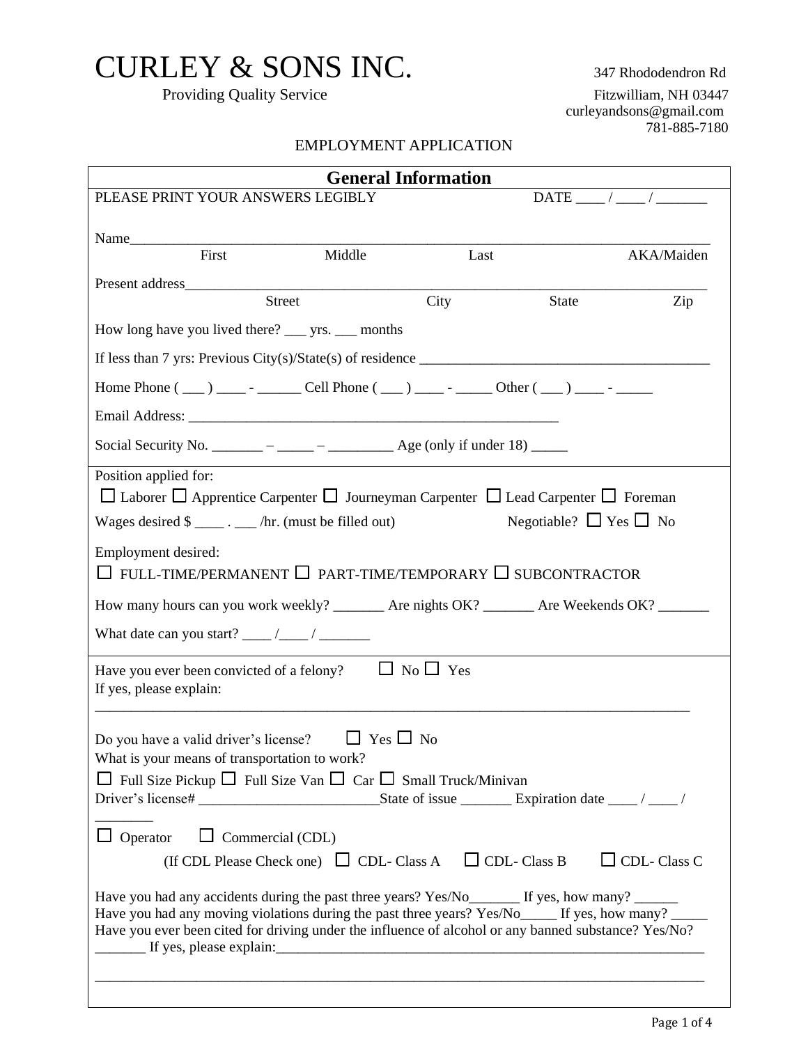# CURLEY & SONS INC.

Providing Quality Service

347 Rhododendron Rd
Fitzwilliam, NH 03447
curleyandsons@gmail.com
781-885-7180

EMPLOYMENT APPLICATION

## General Information

PLEASE PRINT YOUR ANSWERS LEGIBLY DATE ____ / ____ / _______

Name_____________________________________________________________________________
First Middle Last AKA/Maiden

Present address___________________________________________________________________
Street City State Zip

How long have you lived there? ___ yrs. ___ months

If less than 7 yrs: Previous City(s)/State(s) of residence ________________________________________

Home Phone ( ___ ) ____ - ______ Cell Phone ( ___ ) ____ - _____ Other ( ___ ) ____ - _____

Email Address: _____________________________________________________

Social Security No. _______ – _____ – _________ Age (only if under 18) _____

Position applied for:

☐ Laborer ☐ Apprentice Carpenter ☐ Journeyman Carpenter ☐ Lead Carpenter ☐ Foreman

Wages desired $ ____ . ___ /hr. (must be filled out) Negotiable? ☐ Yes ☐ No

Employment desired:

☐ FULL-TIME/PERMANENT ☐ PART-TIME/TEMPORARY ☐ SUBCONTRACTOR

How many hours can you work weekly? _______ Are nights OK? _______ Are Weekends OK? _______

What date can you start? ____ /____ / _______

Have you ever been convicted of a felony? ☐ No ☐ Yes
If yes, please explain:
_____________________________________________________________________________________

Do you have a valid driver's license? ☐ Yes ☐ No
What is your means of transportation to work?

☐ Full Size Pickup ☐ Full Size Van ☐ Car ☐ Small Truck/Minivan

Driver's license# _________________________State of issue _______ Expiration date ____ / ____ / ________

☐ Operator ☐ Commercial (CDL)

(If CDL Please Check one) ☐ CDL- Class A ☐ CDL- Class B ☐ CDL- Class C

Have you had any accidents during the past three years? Yes/No_______ If yes, how many? ______
Have you had any moving violations during the past three years? Yes/No_____ If yes, how many? _____
Have you ever been cited for driving under the influence of alcohol or any banned substance? Yes/No? _______ If yes, please explain:______________________________________________________________

_____________________________________________________________________________________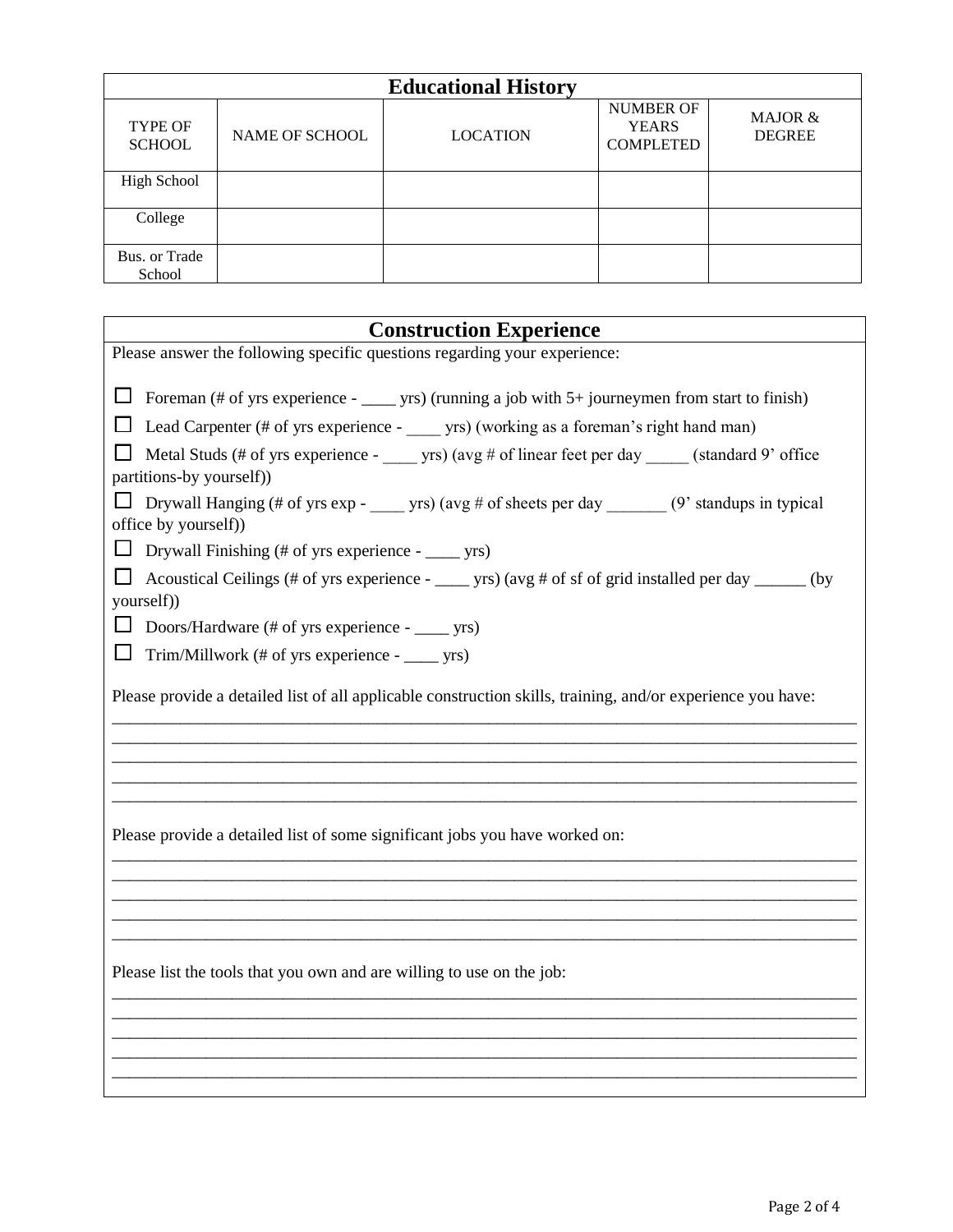## Educational History

| TYPE OF SCHOOL | NAME OF SCHOOL | LOCATION | NUMBER OF YEARS COMPLETED | MAJOR & DEGREE |
|---|---|---|---|---|
| High School | | | | |
| College | | | | |
| Bus. or Trade School | | | | |

## Construction Experience

Please answer the following specific questions regarding your experience:

- ☐ Foreman (# of yrs experience - ____ yrs) (running a job with 5+ journeymen from start to finish)
- ☐ Lead Carpenter (# of yrs experience - ____ yrs) (working as a foreman's right hand man)
- ☐ Metal Studs (# of yrs experience - ____ yrs) (avg # of linear feet per day _____ (standard 9' office partitions-by yourself))
- ☐ Drywall Hanging (# of yrs exp - ____ yrs) (avg # of sheets per day _______ (9' standups in typical office by yourself))
- ☐ Drywall Finishing (# of yrs experience - ____ yrs)
- ☐ Acoustical Ceilings (# of yrs experience - ____ yrs) (avg # of sf of grid installed per day ______ (by yourself))
- ☐ Doors/Hardware (# of yrs experience - ____ yrs)
- ☐ Trim/Millwork (# of yrs experience - ____ yrs)

Please provide a detailed list of all applicable construction skills, training, and/or experience you have:

______________________________________________________________________________________
______________________________________________________________________________________
______________________________________________________________________________________
______________________________________________________________________________________
______________________________________________________________________________________

Please provide a detailed list of some significant jobs you have worked on:

______________________________________________________________________________________
______________________________________________________________________________________
______________________________________________________________________________________
______________________________________________________________________________________
______________________________________________________________________________________

Please list the tools that you own and are willing to use on the job:

______________________________________________________________________________________
______________________________________________________________________________________
______________________________________________________________________________________
______________________________________________________________________________________
______________________________________________________________________________________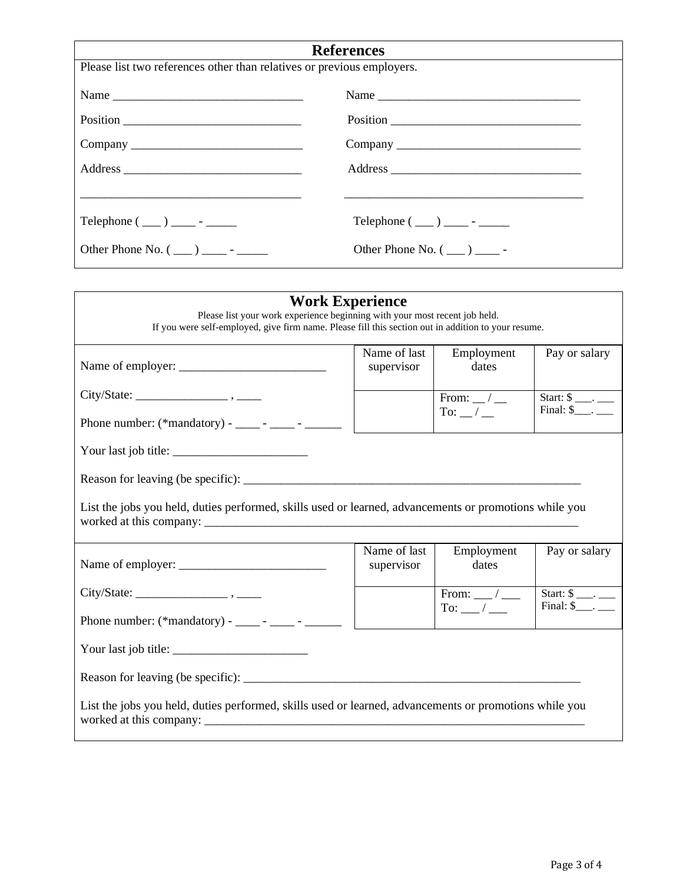## References

Please list two references other than relatives or previous employers.

| | |
|---|---|
| Name _______________________________ | Name _________________________________ |
| Position _____________________________ | Position ________________________________ |
| Company ____________________________ | Company _______________________________ |
| Address _____________________________ | Address ________________________________ |
| _____________________________________ | _______________________________________ |
| Telephone ( ___ ) ____ - _____ | Telephone ( ___ ) ____ - _____ |
| Other Phone No. ( ___ ) ____ - _____ | Other Phone No. ( ___ ) ____ - |

## Work Experience

Please list your work experience beginning with your most recent job held.
If you were self-employed, give firm name. Please fill this section out in addition to your resume.

| | Name of last supervisor | Employment dates | Pay or salary |
|---|---|---|---|
| Name of employer: ________________________ | | | |
| City/State: _______________ , ____<br>Phone number: (*mandatory) - ____ - ____ - ______ | | From: __ / __<br>To: __ / __ | Start: $ ___. ___<br>Final: $___. ___ |

Your last job title: ______________________

Reason for leaving (be specific): _________________________________________________________

List the jobs you held, duties performed, skills used or learned, advancements or promotions while you worked at this company: _______________________________________________________________

| | Name of last supervisor | Employment dates | Pay or salary |
|---|---|---|---|
| Name of employer: ________________________ | | | |
| City/State: _______________ , ____<br>Phone number: (*mandatory) - ____ - ____ - ______ | | From: ___ / ___<br>To: ___ / ___ | Start: $ ___. ___<br>Final: $___. ___ |

Your last job title: ______________________

Reason for leaving (be specific): _________________________________________________________

List the jobs you held, duties performed, skills used or learned, advancements or promotions while you worked at this company: _________________________________________________________________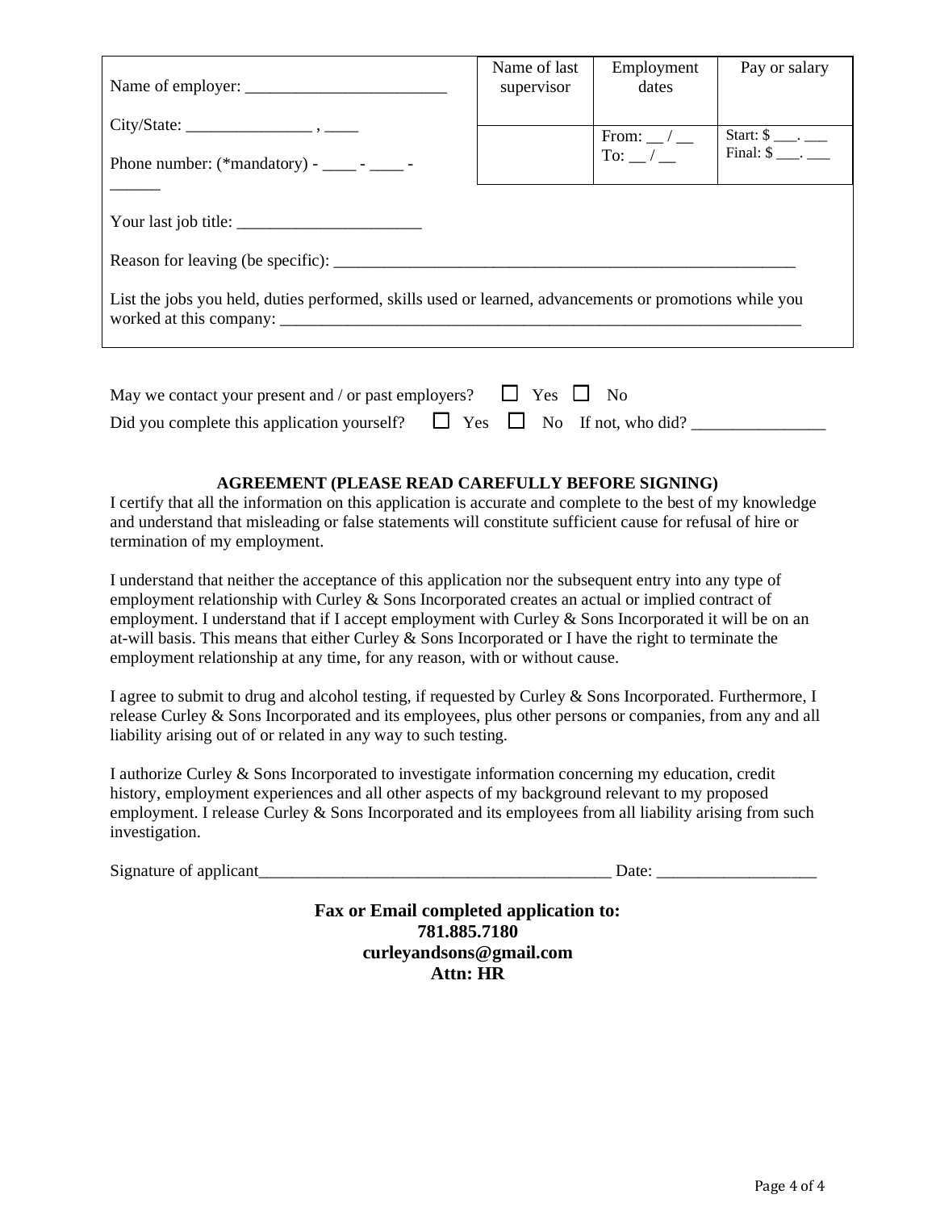| | Name of last supervisor | Employment dates | Pay or salary |
|---|---|---|---|
| Name of employer: ________________________ | | | |
| City/State: _______________ , ____ <br> Phone number: (*mandatory) - ____ - ____ - ______ | | From: __ / __ <br> To: __ / __ | Start: $ ___. ___ <br> Final: $ ___. ___ |

Your last job title: ______________________

Reason for leaving (be specific): ________________________________________________________

List the jobs you held, duties performed, skills used or learned, advancements or promotions while you worked at this company: ________________________________________________________________

May we contact your present and / or past employers? ☐ Yes ☐ No

Did you complete this application yourself? ☐ Yes ☐ No If not, who did? ________________

**AGREEMENT (PLEASE READ CAREFULLY BEFORE SIGNING)**

I certify that all the information on this application is accurate and complete to the best of my knowledge and understand that misleading or false statements will constitute sufficient cause for refusal of hire or termination of my employment.

I understand that neither the acceptance of this application nor the subsequent entry into any type of employment relationship with Curley & Sons Incorporated creates an actual or implied contract of employment. I understand that if I accept employment with Curley & Sons Incorporated it will be on an at-will basis. This means that either Curley & Sons Incorporated or I have the right to terminate the employment relationship at any time, for any reason, with or without cause.

I agree to submit to drug and alcohol testing, if requested by Curley & Sons Incorporated. Furthermore, I release Curley & Sons Incorporated and its employees, plus other persons or companies, from any and all liability arising out of or related in any way to such testing.

I authorize Curley & Sons Incorporated to investigate information concerning my education, credit history, employment experiences and all other aspects of my background relevant to my proposed employment. I release Curley & Sons Incorporated and its employees from all liability arising from such investigation.

Signature of applicant__________________________________________ Date: ___________________

**Fax or Email completed application to:**
**781.885.7180**
**curleyandsons@gmail.com**
**Attn: HR**